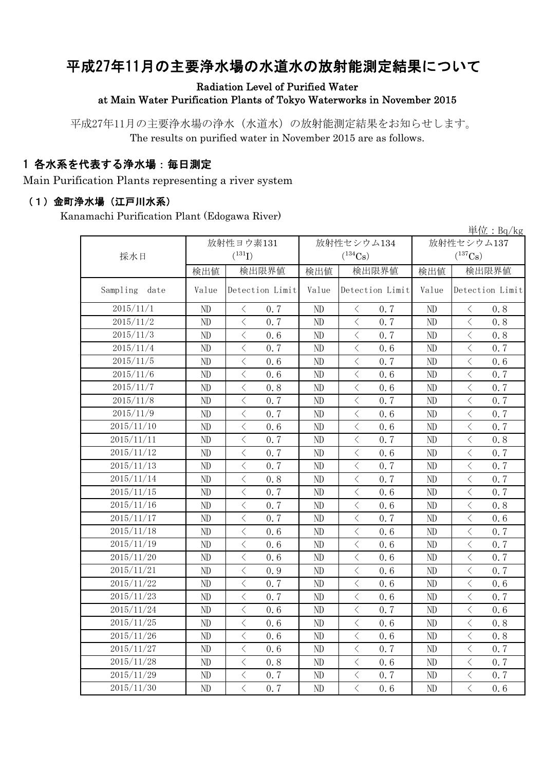# 平成27年11月の主要浄水場の水道水の放射能測定結果について

Radiation Level of Purified Water
at Main Water Purification Plants of Tokyo Waterworks in November 2015

平成27年11月の主要浄水場の浄水（水道水）の放射能測定結果をお知らせします。
The results on purified water in November 2015 are as follows.

## 1 各水系を代表する浄水場：毎日測定

Main Purification Plants representing a river system

### （1）金町浄水場（江戸川水系）

Kanamachi Purification Plant (Edogawa River)

単位：Bq/kg

| 採水日 | 放射性ヨウ素131 ($^{131}I$) | | 放射性セシウム134 ($^{134}Cs$) | | 放射性セシウム137 ($^{137}Cs$) | |
|---|---|---|---|---|---|---|
| | 検出値 | 検出限界値 | 検出値 | 検出限界値 | 検出値 | 検出限界値 |
| Sampling date | Value | Detection Limit | Value | Detection Limit | Value | Detection Limit |
| 2015/11/1 | ND | < 0.7 | ND | < 0.7 | ND | < 0.8 |
| 2015/11/2 | ND | < 0.7 | ND | < 0.7 | ND | < 0.8 |
| 2015/11/3 | ND | < 0.6 | ND | < 0.7 | ND | < 0.8 |
| 2015/11/4 | ND | < 0.7 | ND | < 0.6 | ND | < 0.7 |
| 2015/11/5 | ND | < 0.6 | ND | < 0.7 | ND | < 0.6 |
| 2015/11/6 | ND | < 0.6 | ND | < 0.6 | ND | < 0.7 |
| 2015/11/7 | ND | < 0.8 | ND | < 0.6 | ND | < 0.7 |
| 2015/11/8 | ND | < 0.7 | ND | < 0.7 | ND | < 0.7 |
| 2015/11/9 | ND | < 0.7 | ND | < 0.6 | ND | < 0.7 |
| 2015/11/10 | ND | < 0.6 | ND | < 0.6 | ND | < 0.7 |
| 2015/11/11 | ND | < 0.7 | ND | < 0.7 | ND | < 0.8 |
| 2015/11/12 | ND | < 0.7 | ND | < 0.6 | ND | < 0.7 |
| 2015/11/13 | ND | < 0.7 | ND | < 0.7 | ND | < 0.7 |
| 2015/11/14 | ND | < 0.8 | ND | < 0.7 | ND | < 0.7 |
| 2015/11/15 | ND | < 0.7 | ND | < 0.6 | ND | < 0.7 |
| 2015/11/16 | ND | < 0.7 | ND | < 0.6 | ND | < 0.8 |
| 2015/11/17 | ND | < 0.7 | ND | < 0.7 | ND | < 0.6 |
| 2015/11/18 | ND | < 0.6 | ND | < 0.6 | ND | < 0.7 |
| 2015/11/19 | ND | < 0.6 | ND | < 0.6 | ND | < 0.7 |
| 2015/11/20 | ND | < 0.6 | ND | < 0.6 | ND | < 0.7 |
| 2015/11/21 | ND | < 0.9 | ND | < 0.6 | ND | < 0.7 |
| 2015/11/22 | ND | < 0.7 | ND | < 0.6 | ND | < 0.6 |
| 2015/11/23 | ND | < 0.7 | ND | < 0.6 | ND | < 0.7 |
| 2015/11/24 | ND | < 0.6 | ND | < 0.7 | ND | < 0.6 |
| 2015/11/25 | ND | < 0.6 | ND | < 0.6 | ND | < 0.8 |
| 2015/11/26 | ND | < 0.6 | ND | < 0.6 | ND | < 0.8 |
| 2015/11/27 | ND | < 0.6 | ND | < 0.7 | ND | < 0.7 |
| 2015/11/28 | ND | < 0.8 | ND | < 0.6 | ND | < 0.7 |
| 2015/11/29 | ND | < 0.7 | ND | < 0.7 | ND | < 0.7 |
| 2015/11/30 | ND | < 0.7 | ND | < 0.6 | ND | < 0.6 |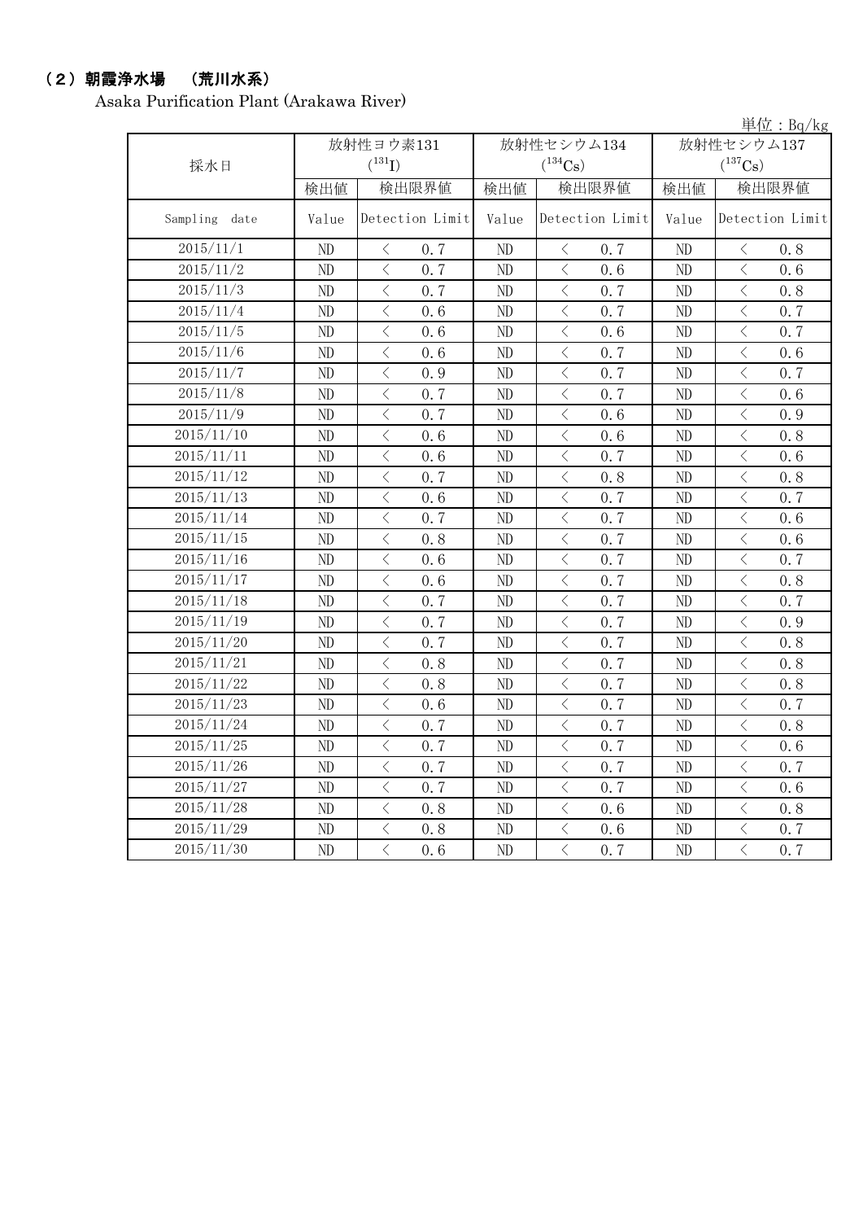## （2）朝霞浄水場　（荒川水系）

Asaka Purification Plant (Arakawa River)

単位：Bq/kg

| 採水日 | 放射性ヨウ素131 ($^{131}I$) | | 放射性セシウム134 ($^{134}Cs$) | | 放射性セシウム137 ($^{137}Cs$) | |
|---|---|---|---|---|---|---|
| | 検出値 | 検出限界値 | 検出値 | 検出限界値 | 検出値 | 検出限界値 |
| Sampling date | Value | Detection Limit | Value | Detection Limit | Value | Detection Limit |
| 2015/11/1 | ND | ＜ 0.7 | ND | ＜ 0.7 | ND | ＜ 0.8 |
| 2015/11/2 | ND | ＜ 0.7 | ND | ＜ 0.6 | ND | ＜ 0.6 |
| 2015/11/3 | ND | ＜ 0.7 | ND | ＜ 0.7 | ND | ＜ 0.8 |
| 2015/11/4 | ND | ＜ 0.6 | ND | ＜ 0.7 | ND | ＜ 0.7 |
| 2015/11/5 | ND | ＜ 0.6 | ND | ＜ 0.6 | ND | ＜ 0.7 |
| 2015/11/6 | ND | ＜ 0.6 | ND | ＜ 0.7 | ND | ＜ 0.6 |
| 2015/11/7 | ND | ＜ 0.9 | ND | ＜ 0.7 | ND | ＜ 0.7 |
| 2015/11/8 | ND | ＜ 0.7 | ND | ＜ 0.7 | ND | ＜ 0.6 |
| 2015/11/9 | ND | ＜ 0.7 | ND | ＜ 0.6 | ND | ＜ 0.9 |
| 2015/11/10 | ND | ＜ 0.6 | ND | ＜ 0.6 | ND | ＜ 0.8 |
| 2015/11/11 | ND | ＜ 0.6 | ND | ＜ 0.7 | ND | ＜ 0.6 |
| 2015/11/12 | ND | ＜ 0.7 | ND | ＜ 0.8 | ND | ＜ 0.8 |
| 2015/11/13 | ND | ＜ 0.6 | ND | ＜ 0.7 | ND | ＜ 0.7 |
| 2015/11/14 | ND | ＜ 0.7 | ND | ＜ 0.7 | ND | ＜ 0.6 |
| 2015/11/15 | ND | ＜ 0.8 | ND | ＜ 0.7 | ND | ＜ 0.6 |
| 2015/11/16 | ND | ＜ 0.6 | ND | ＜ 0.7 | ND | ＜ 0.7 |
| 2015/11/17 | ND | ＜ 0.6 | ND | ＜ 0.7 | ND | ＜ 0.8 |
| 2015/11/18 | ND | ＜ 0.7 | ND | ＜ 0.7 | ND | ＜ 0.7 |
| 2015/11/19 | ND | ＜ 0.7 | ND | ＜ 0.7 | ND | ＜ 0.9 |
| 2015/11/20 | ND | ＜ 0.7 | ND | ＜ 0.7 | ND | ＜ 0.8 |
| 2015/11/21 | ND | ＜ 0.8 | ND | ＜ 0.7 | ND | ＜ 0.8 |
| 2015/11/22 | ND | ＜ 0.8 | ND | ＜ 0.7 | ND | ＜ 0.8 |
| 2015/11/23 | ND | ＜ 0.6 | ND | ＜ 0.7 | ND | ＜ 0.7 |
| 2015/11/24 | ND | ＜ 0.7 | ND | ＜ 0.7 | ND | ＜ 0.8 |
| 2015/11/25 | ND | ＜ 0.7 | ND | ＜ 0.7 | ND | ＜ 0.6 |
| 2015/11/26 | ND | ＜ 0.7 | ND | ＜ 0.7 | ND | ＜ 0.7 |
| 2015/11/27 | ND | ＜ 0.7 | ND | ＜ 0.7 | ND | ＜ 0.6 |
| 2015/11/28 | ND | ＜ 0.8 | ND | ＜ 0.6 | ND | ＜ 0.8 |
| 2015/11/29 | ND | ＜ 0.8 | ND | ＜ 0.6 | ND | ＜ 0.7 |
| 2015/11/30 | ND | ＜ 0.6 | ND | ＜ 0.7 | ND | ＜ 0.7 |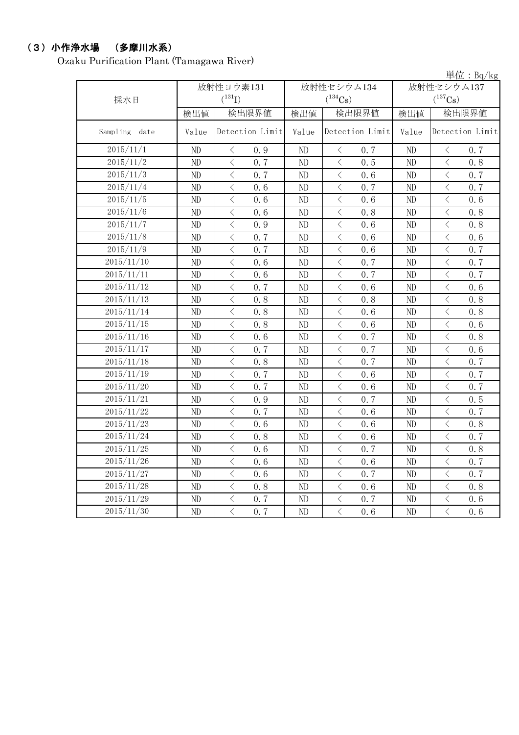## （3）小作浄水場　（多摩川水系）

Ozaku Purification Plant (Tamagawa River)

単位：Bq/kg

| 採水日 | 放射性ヨウ素131 ($^{131}I$) | | 放射性セシウム134 ($^{134}Cs$) | | 放射性セシウム137 ($^{137}Cs$) | |
|---|---|---|---|---|---|---|
| | 検出値 | 検出限界値 | 検出値 | 検出限界値 | 検出値 | 検出限界値 |
| Sampling date | Value | Detection Limit | Value | Detection Limit | Value | Detection Limit |
| 2015/11/1 | ND | ＜ 0.9 | ND | ＜ 0.7 | ND | ＜ 0.7 |
| 2015/11/2 | ND | ＜ 0.7 | ND | ＜ 0.5 | ND | ＜ 0.8 |
| 2015/11/3 | ND | ＜ 0.7 | ND | ＜ 0.6 | ND | ＜ 0.7 |
| 2015/11/4 | ND | ＜ 0.6 | ND | ＜ 0.7 | ND | ＜ 0.7 |
| 2015/11/5 | ND | ＜ 0.6 | ND | ＜ 0.6 | ND | ＜ 0.6 |
| 2015/11/6 | ND | ＜ 0.6 | ND | ＜ 0.8 | ND | ＜ 0.8 |
| 2015/11/7 | ND | ＜ 0.9 | ND | ＜ 0.6 | ND | ＜ 0.8 |
| 2015/11/8 | ND | ＜ 0.7 | ND | ＜ 0.6 | ND | ＜ 0.6 |
| 2015/11/9 | ND | ＜ 0.7 | ND | ＜ 0.6 | ND | ＜ 0.7 |
| 2015/11/10 | ND | ＜ 0.6 | ND | ＜ 0.7 | ND | ＜ 0.7 |
| 2015/11/11 | ND | ＜ 0.6 | ND | ＜ 0.7 | ND | ＜ 0.7 |
| 2015/11/12 | ND | ＜ 0.7 | ND | ＜ 0.6 | ND | ＜ 0.6 |
| 2015/11/13 | ND | ＜ 0.8 | ND | ＜ 0.8 | ND | ＜ 0.8 |
| 2015/11/14 | ND | ＜ 0.8 | ND | ＜ 0.6 | ND | ＜ 0.8 |
| 2015/11/15 | ND | ＜ 0.8 | ND | ＜ 0.6 | ND | ＜ 0.6 |
| 2015/11/16 | ND | ＜ 0.6 | ND | ＜ 0.7 | ND | ＜ 0.8 |
| 2015/11/17 | ND | ＜ 0.7 | ND | ＜ 0.7 | ND | ＜ 0.6 |
| 2015/11/18 | ND | ＜ 0.8 | ND | ＜ 0.7 | ND | ＜ 0.7 |
| 2015/11/19 | ND | ＜ 0.7 | ND | ＜ 0.6 | ND | ＜ 0.7 |
| 2015/11/20 | ND | ＜ 0.7 | ND | ＜ 0.6 | ND | ＜ 0.7 |
| 2015/11/21 | ND | ＜ 0.9 | ND | ＜ 0.7 | ND | ＜ 0.5 |
| 2015/11/22 | ND | ＜ 0.7 | ND | ＜ 0.6 | ND | ＜ 0.7 |
| 2015/11/23 | ND | ＜ 0.6 | ND | ＜ 0.6 | ND | ＜ 0.8 |
| 2015/11/24 | ND | ＜ 0.8 | ND | ＜ 0.6 | ND | ＜ 0.7 |
| 2015/11/25 | ND | ＜ 0.6 | ND | ＜ 0.7 | ND | ＜ 0.8 |
| 2015/11/26 | ND | ＜ 0.6 | ND | ＜ 0.6 | ND | ＜ 0.7 |
| 2015/11/27 | ND | ＜ 0.6 | ND | ＜ 0.7 | ND | ＜ 0.7 |
| 2015/11/28 | ND | ＜ 0.8 | ND | ＜ 0.6 | ND | ＜ 0.8 |
| 2015/11/29 | ND | ＜ 0.7 | ND | ＜ 0.7 | ND | ＜ 0.6 |
| 2015/11/30 | ND | ＜ 0.7 | ND | ＜ 0.6 | ND | ＜ 0.6 |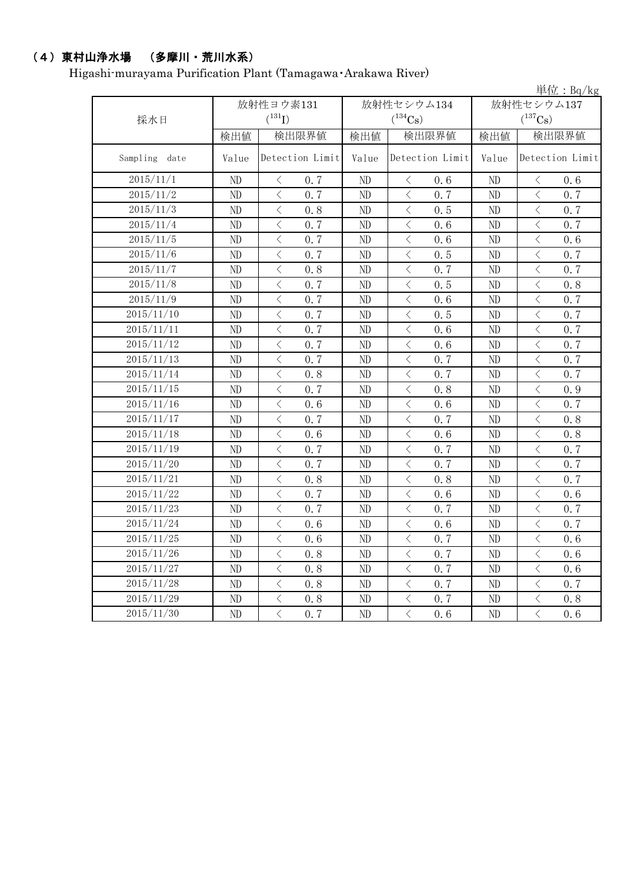## （4）東村山浄水場　（多摩川・荒川水系）

Higashi-murayama Purification Plant (Tamagawa･Arakawa River)

単位：Bq/kg

| 採水日 | 放射性ヨウ素131 ($^{131}$I) | | 放射性セシウム134 ($^{134}$Cs) | | 放射性セシウム137 ($^{137}$Cs) | |
|---|---|---|---|---|---|---|
| | 検出値 | 検出限界値 | 検出値 | 検出限界値 | 検出値 | 検出限界値 |
| Sampling date | Value | Detection Limit | Value | Detection Limit | Value | Detection Limit |
| 2015/11/1 | ND | ＜ 0.7 | ND | ＜ 0.6 | ND | ＜ 0.6 |
| 2015/11/2 | ND | ＜ 0.7 | ND | ＜ 0.7 | ND | ＜ 0.7 |
| 2015/11/3 | ND | ＜ 0.8 | ND | ＜ 0.5 | ND | ＜ 0.7 |
| 2015/11/4 | ND | ＜ 0.7 | ND | ＜ 0.6 | ND | ＜ 0.7 |
| 2015/11/5 | ND | ＜ 0.7 | ND | ＜ 0.6 | ND | ＜ 0.6 |
| 2015/11/6 | ND | ＜ 0.7 | ND | ＜ 0.5 | ND | ＜ 0.7 |
| 2015/11/7 | ND | ＜ 0.8 | ND | ＜ 0.7 | ND | ＜ 0.7 |
| 2015/11/8 | ND | ＜ 0.7 | ND | ＜ 0.5 | ND | ＜ 0.8 |
| 2015/11/9 | ND | ＜ 0.7 | ND | ＜ 0.6 | ND | ＜ 0.7 |
| 2015/11/10 | ND | ＜ 0.7 | ND | ＜ 0.5 | ND | ＜ 0.7 |
| 2015/11/11 | ND | ＜ 0.7 | ND | ＜ 0.6 | ND | ＜ 0.7 |
| 2015/11/12 | ND | ＜ 0.7 | ND | ＜ 0.6 | ND | ＜ 0.7 |
| 2015/11/13 | ND | ＜ 0.7 | ND | ＜ 0.7 | ND | ＜ 0.7 |
| 2015/11/14 | ND | ＜ 0.8 | ND | ＜ 0.7 | ND | ＜ 0.7 |
| 2015/11/15 | ND | ＜ 0.7 | ND | ＜ 0.8 | ND | ＜ 0.9 |
| 2015/11/16 | ND | ＜ 0.6 | ND | ＜ 0.6 | ND | ＜ 0.7 |
| 2015/11/17 | ND | ＜ 0.7 | ND | ＜ 0.7 | ND | ＜ 0.8 |
| 2015/11/18 | ND | ＜ 0.6 | ND | ＜ 0.6 | ND | ＜ 0.8 |
| 2015/11/19 | ND | ＜ 0.7 | ND | ＜ 0.7 | ND | ＜ 0.7 |
| 2015/11/20 | ND | ＜ 0.7 | ND | ＜ 0.7 | ND | ＜ 0.7 |
| 2015/11/21 | ND | ＜ 0.8 | ND | ＜ 0.8 | ND | ＜ 0.7 |
| 2015/11/22 | ND | ＜ 0.7 | ND | ＜ 0.6 | ND | ＜ 0.6 |
| 2015/11/23 | ND | ＜ 0.7 | ND | ＜ 0.7 | ND | ＜ 0.7 |
| 2015/11/24 | ND | ＜ 0.6 | ND | ＜ 0.6 | ND | ＜ 0.7 |
| 2015/11/25 | ND | ＜ 0.6 | ND | ＜ 0.7 | ND | ＜ 0.6 |
| 2015/11/26 | ND | ＜ 0.8 | ND | ＜ 0.7 | ND | ＜ 0.6 |
| 2015/11/27 | ND | ＜ 0.8 | ND | ＜ 0.7 | ND | ＜ 0.6 |
| 2015/11/28 | ND | ＜ 0.8 | ND | ＜ 0.7 | ND | ＜ 0.7 |
| 2015/11/29 | ND | ＜ 0.8 | ND | ＜ 0.7 | ND | ＜ 0.8 |
| 2015/11/30 | ND | ＜ 0.7 | ND | ＜ 0.6 | ND | ＜ 0.6 |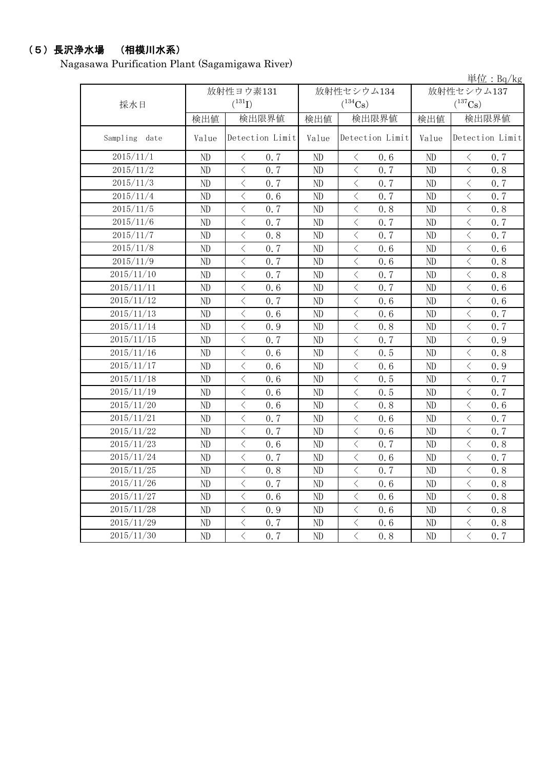## （５）長沢浄水場　（相模川水系）

Nagasawa Purification Plant (Sagamigawa River)

単位：Bq/kg

| 採水日 | 放射性ヨウ素131 ($^{131}I$) | | 放射性セシウム134 ($^{134}Cs$) | | 放射性セシウム137 ($^{137}Cs$) | |
|---|---|---|---|---|---|---|
| | 検出値 | 検出限界値 | 検出値 | 検出限界値 | 検出値 | 検出限界値 |
| Sampling date | Value | Detection Limit | Value | Detection Limit | Value | Detection Limit |
| 2015/11/1 | ND | ＜ 0.7 | ND | ＜ 0.6 | ND | ＜ 0.7 |
| 2015/11/2 | ND | ＜ 0.7 | ND | ＜ 0.7 | ND | ＜ 0.8 |
| 2015/11/3 | ND | ＜ 0.7 | ND | ＜ 0.7 | ND | ＜ 0.7 |
| 2015/11/4 | ND | ＜ 0.6 | ND | ＜ 0.7 | ND | ＜ 0.7 |
| 2015/11/5 | ND | ＜ 0.7 | ND | ＜ 0.8 | ND | ＜ 0.8 |
| 2015/11/6 | ND | ＜ 0.7 | ND | ＜ 0.7 | ND | ＜ 0.7 |
| 2015/11/7 | ND | ＜ 0.8 | ND | ＜ 0.7 | ND | ＜ 0.7 |
| 2015/11/8 | ND | ＜ 0.7 | ND | ＜ 0.6 | ND | ＜ 0.6 |
| 2015/11/9 | ND | ＜ 0.7 | ND | ＜ 0.6 | ND | ＜ 0.8 |
| 2015/11/10 | ND | ＜ 0.7 | ND | ＜ 0.7 | ND | ＜ 0.8 |
| 2015/11/11 | ND | ＜ 0.6 | ND | ＜ 0.7 | ND | ＜ 0.6 |
| 2015/11/12 | ND | ＜ 0.7 | ND | ＜ 0.6 | ND | ＜ 0.6 |
| 2015/11/13 | ND | ＜ 0.6 | ND | ＜ 0.6 | ND | ＜ 0.7 |
| 2015/11/14 | ND | ＜ 0.9 | ND | ＜ 0.8 | ND | ＜ 0.7 |
| 2015/11/15 | ND | ＜ 0.7 | ND | ＜ 0.7 | ND | ＜ 0.9 |
| 2015/11/16 | ND | ＜ 0.6 | ND | ＜ 0.5 | ND | ＜ 0.8 |
| 2015/11/17 | ND | ＜ 0.6 | ND | ＜ 0.6 | ND | ＜ 0.9 |
| 2015/11/18 | ND | ＜ 0.6 | ND | ＜ 0.5 | ND | ＜ 0.7 |
| 2015/11/19 | ND | ＜ 0.6 | ND | ＜ 0.5 | ND | ＜ 0.7 |
| 2015/11/20 | ND | ＜ 0.6 | ND | ＜ 0.8 | ND | ＜ 0.6 |
| 2015/11/21 | ND | ＜ 0.7 | ND | ＜ 0.6 | ND | ＜ 0.7 |
| 2015/11/22 | ND | ＜ 0.7 | ND | ＜ 0.6 | ND | ＜ 0.7 |
| 2015/11/23 | ND | ＜ 0.6 | ND | ＜ 0.7 | ND | ＜ 0.8 |
| 2015/11/24 | ND | ＜ 0.7 | ND | ＜ 0.6 | ND | ＜ 0.7 |
| 2015/11/25 | ND | ＜ 0.8 | ND | ＜ 0.7 | ND | ＜ 0.8 |
| 2015/11/26 | ND | ＜ 0.7 | ND | ＜ 0.6 | ND | ＜ 0.8 |
| 2015/11/27 | ND | ＜ 0.6 | ND | ＜ 0.6 | ND | ＜ 0.8 |
| 2015/11/28 | ND | ＜ 0.9 | ND | ＜ 0.6 | ND | ＜ 0.8 |
| 2015/11/29 | ND | ＜ 0.7 | ND | ＜ 0.6 | ND | ＜ 0.8 |
| 2015/11/30 | ND | ＜ 0.7 | ND | ＜ 0.8 | ND | ＜ 0.7 |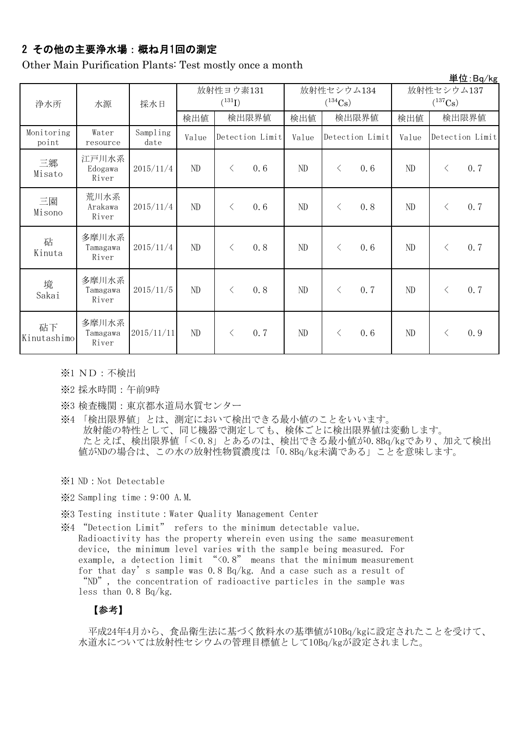## 2 その他の主要浄水場：概ね月1回の測定

Other Main Purification Plants: Test mostly once a month

単位：Bq/kg

| 浄水所 | 水源 | 採水日 | 放射性ヨウ素131 ($^{131}I$) | | 放射性セシウム134 ($^{134}Cs$) | | 放射性セシウム137 ($^{137}Cs$) | |
|---|---|---|---|---|---|---|---|---|
| | | | 検出値 | 検出限界値 | 検出値 | 検出限界値 | 検出値 | 検出限界値 |
| Monitoring point | Water resource | Sampling date | Value | Detection Limit | Value | Detection Limit | Value | Detection Limit |
| 三郷 Misato | 江戸川水系 Edogawa River | 2015/11/4 | ND | < 0.6 | ND | < 0.6 | ND | < 0.7 |
| 三園 Misono | 荒川水系 Arakawa River | 2015/11/4 | ND | < 0.6 | ND | < 0.8 | ND | < 0.7 |
| 砧 Kinuta | 多摩川水系 Tamagawa River | 2015/11/4 | ND | < 0.8 | ND | < 0.6 | ND | < 0.7 |
| 境 Sakai | 多摩川水系 Tamagawa River | 2015/11/5 | ND | < 0.8 | ND | < 0.7 | ND | < 0.7 |
| 砧下 Kinutashimo | 多摩川水系 Tamagawa River | 2015/11/11 | ND | < 0.7 | ND | < 0.6 | ND | < 0.9 |

※1 ND：不検出

※2 採水時間：午前9時

※3 検査機関：東京都水道局水質センター

※4 「検出限界値」とは、測定において検出できる最小値のことをいいます。
放射能の特性として、同じ機器で測定しても、検体ごとに検出限界値は変動します。
たとえば、検出限界値「<0.8」とあるのは、検出できる最小値が0.8Bq/kgであり、加えて検出値がNDの場合は、この水の放射性物質濃度は「0.8Bq/kg未満である」ことを意味します。

※1 ND : Not Detectable

※2 Sampling time : 9:00 A.M.

※3 Testing institute : Water Quality Management Center

※4 "Detection Limit" refers to the minimum detectable value.
Radioactivity has the property wherein even using the same measurement device, the minimum level varies with the sample being measured. For example, a detection limit "<0.8" means that the minimum measurement for that day's sample was 0.8 Bq/kg. And a case such as a result of "ND", the concentration of radioactive particles in the sample was less than 0.8 Bq/kg.

### 【参考】

平成24年4月から、食品衛生法に基づく飲料水の基準値が10Bq/kgに設定されたことを受けて、水道水については放射性セシウムの管理目標値として10Bq/kgが設定されました。